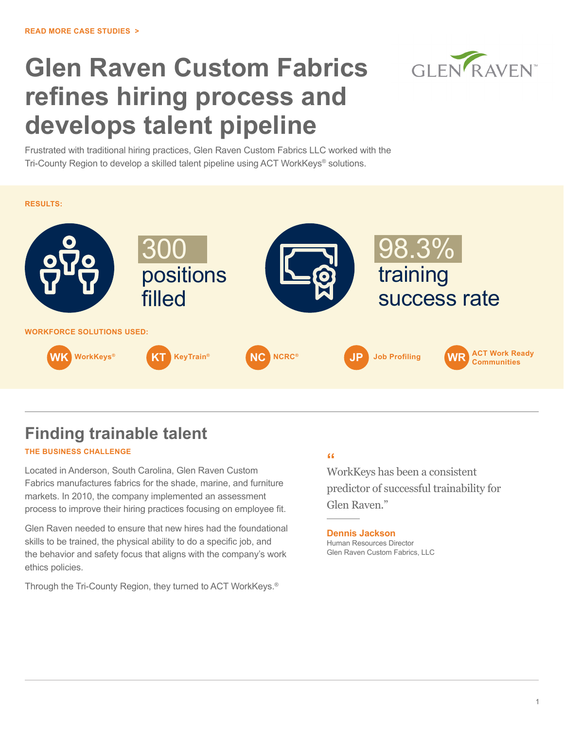READ MORE CASE STUDIES >

# Glen Raven Custom Fabrics refines hiring process and develops talent pipeline

Frustrated with traditional hiring practices, Glen Raven Custom Fabrics LLC worked with the Tri-County Region to develop a skilled talent pipeline using ACT WorkKeys® solutions.

**RESULTS:**

**300** positions filled

**98.3%** training success rate

**WORKFORCE SOLUTIONS USED:**

- WK WorkKeys®
- KT KeyTrain®
- NC NCRC®
- JP Job Profiling
- WR ACT Work Ready Communities

## Finding trainable talent

**THE BUSINESS CHALLENGE**

Located in Anderson, South Carolina, Glen Raven Custom Fabrics manufactures fabrics for the shade, marine, and furniture markets. In 2010, the company implemented an assessment process to improve their hiring practices focusing on employee fit.

Glen Raven needed to ensure that new hires had the foundational skills to be trained, the physical ability to do a specific job, and the behavior and safety focus that aligns with the company's work ethics policies.

Through the Tri-County Region, they turned to ACT WorkKeys.®

> "WorkKeys has been a consistent predictor of successful trainability for Glen Raven."
>
> **Dennis Jackson**
> Human Resources Director
> Glen Raven Custom Fabrics, LLC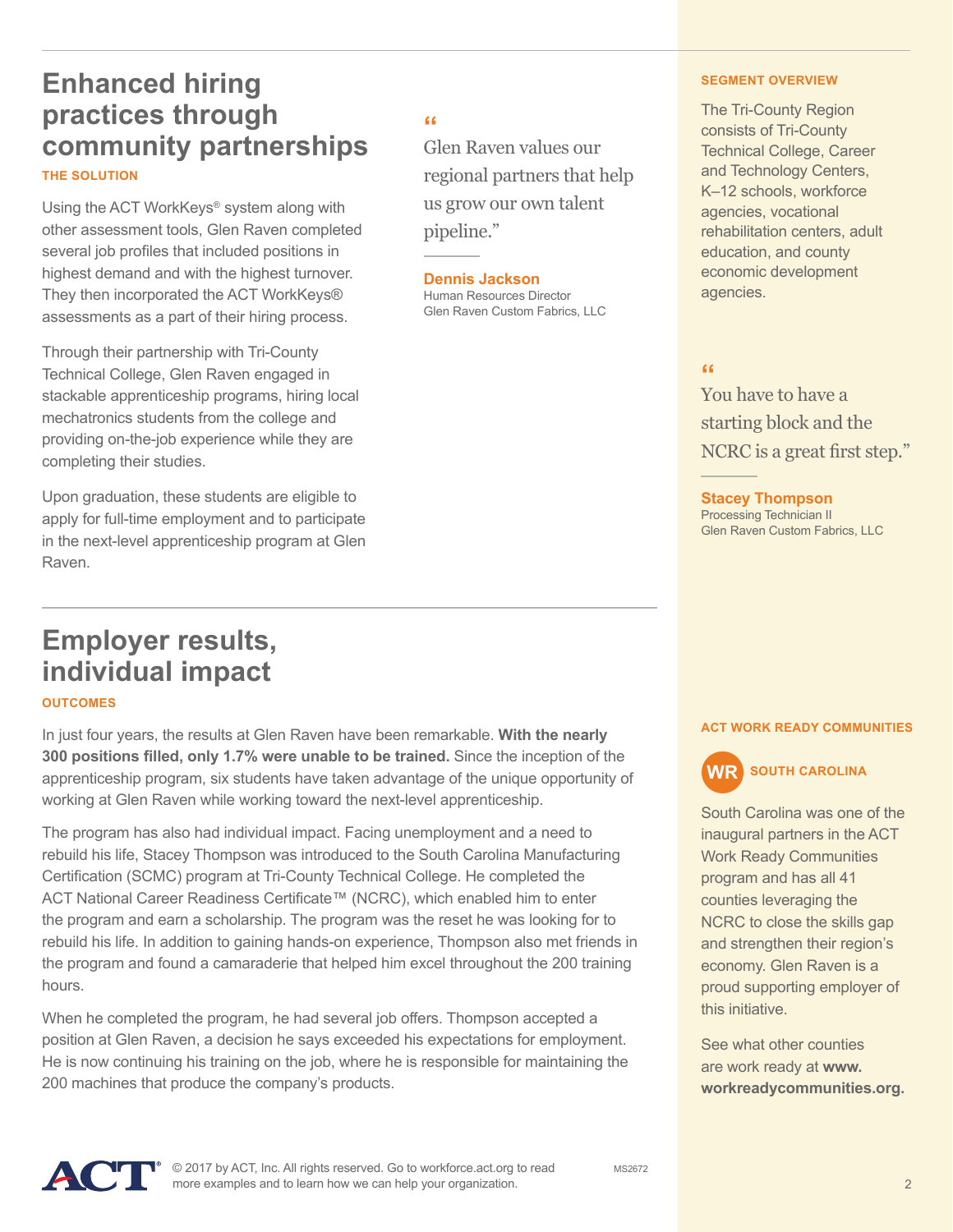## Enhanced hiring practices through community partnerships

**THE SOLUTION**

Using the ACT WorkKeys® system along with other assessment tools, Glen Raven completed several job profiles that included positions in highest demand and with the highest turnover. They then incorporated the ACT WorkKeys® assessments as a part of their hiring process.

Through their partnership with Tri-County Technical College, Glen Raven engaged in stackable apprenticeship programs, hiring local mechatronics students from the college and providing on-the-job experience while they are completing their studies.

Upon graduation, these students are eligible to apply for full-time employment and to participate in the next-level apprenticeship program at Glen Raven.

> "Glen Raven values our regional partners that help us grow our own talent pipeline."
>
> **Dennis Jackson**
> Human Resources Director
> Glen Raven Custom Fabrics, LLC

## Employer results, individual impact

**OUTCOMES**

In just four years, the results at Glen Raven have been remarkable. **With the nearly 300 positions filled, only 1.7% were unable to be trained.** Since the inception of the apprenticeship program, six students have taken advantage of the unique opportunity of working at Glen Raven while working toward the next-level apprenticeship.

The program has also had individual impact. Facing unemployment and a need to rebuild his life, Stacey Thompson was introduced to the South Carolina Manufacturing Certification (SCMC) program at Tri-County Technical College. He completed the ACT National Career Readiness Certificate™ (NCRC), which enabled him to enter the program and earn a scholarship. The program was the reset he was looking for to rebuild his life. In addition to gaining hands-on experience, Thompson also met friends in the program and found a camaraderie that helped him excel throughout the 200 training hours.

When he completed the program, he had several job offers. Thompson accepted a position at Glen Raven, a decision he says exceeded his expectations for employment. He is now continuing his training on the job, where he is responsible for maintaining the 200 machines that produce the company's products.

**SEGMENT OVERVIEW**

The Tri-County Region consists of Tri-County Technical College, Career and Technology Centers, K–12 schools, workforce agencies, vocational rehabilitation centers, adult education, and county economic development agencies.

> "You have to have a starting block and the NCRC is a great first step."
>
> **Stacey Thompson**
> Processing Technician II
> Glen Raven Custom Fabrics, LLC

**ACT WORK READY COMMUNITIES**

WR **SOUTH CAROLINA**

South Carolina was one of the inaugural partners in the ACT Work Ready Communities program and has all 41 counties leveraging the NCRC to close the skills gap and strengthen their region's economy. Glen Raven is a proud supporting employer of this initiative.

See what other counties are work ready at **www.workreadycommunities.org.**

ACT © 2017 by ACT, Inc. All rights reserved. Go to workforce.act.org to read more examples and to learn how we can help your organization.

MS2672